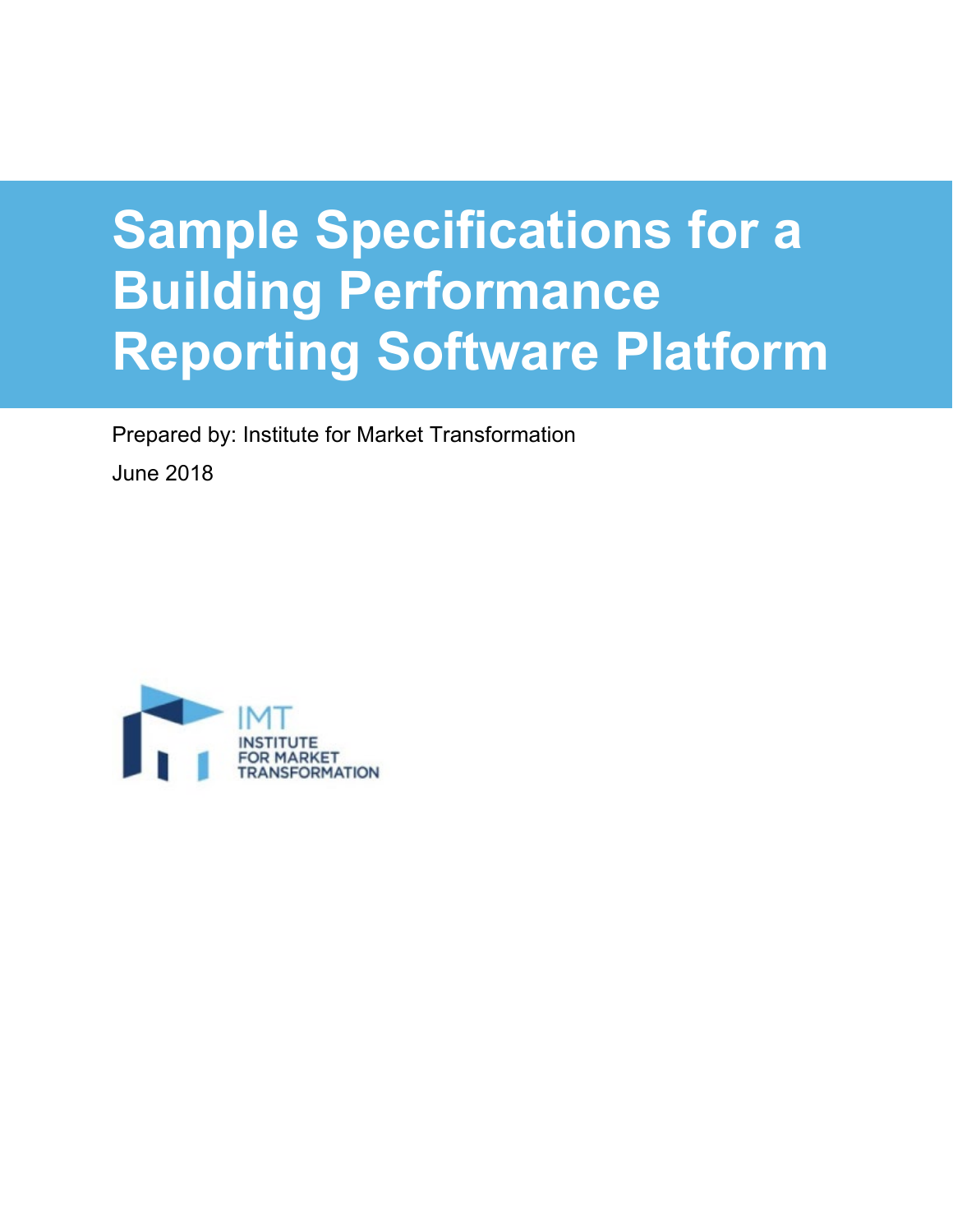# Sample Specifications for a Building Performance Reporting Software Platform

Prepared by: Institute for Market Transformation

June 2018

IMT
INSTITUTE
FOR MARKET
TRANSFORMATION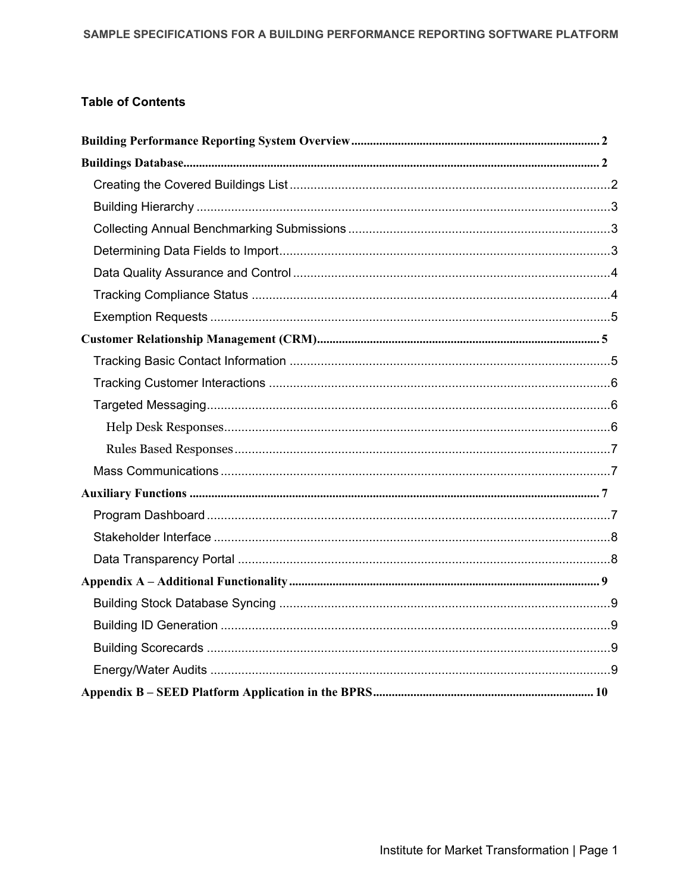## Table of Contents

**Building Performance Reporting System Overview** ........ 2

**Buildings Database** ........ 2

- Creating the Covered Buildings List ........ 2
- Building Hierarchy ........ 3
- Collecting Annual Benchmarking Submissions ........ 3
- Determining Data Fields to Import ........ 3
- Data Quality Assurance and Control ........ 4
- Tracking Compliance Status ........ 4
- Exemption Requests ........ 5

**Customer Relationship Management (CRM)** ........ 5

- Tracking Basic Contact Information ........ 5
- Tracking Customer Interactions ........ 6
- Targeted Messaging ........ 6
  - Help Desk Responses ........ 6
  - Rules Based Responses ........ 7
- Mass Communications ........ 7

**Auxiliary Functions** ........ 7

- Program Dashboard ........ 7
- Stakeholder Interface ........ 8
- Data Transparency Portal ........ 8

**Appendix A – Additional Functionality** ........ 9

- Building Stock Database Syncing ........ 9
- Building ID Generation ........ 9
- Building Scorecards ........ 9
- Energy/Water Audits ........ 9

**Appendix B – SEED Platform Application in the BPRS** ........ 10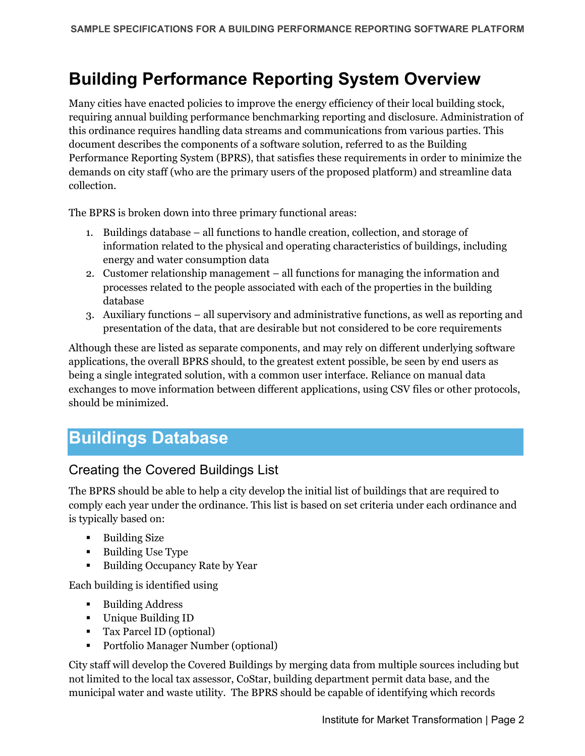# Building Performance Reporting System Overview

Many cities have enacted policies to improve the energy efficiency of their local building stock, requiring annual building performance benchmarking reporting and disclosure. Administration of this ordinance requires handling data streams and communications from various parties. This document describes the components of a software solution, referred to as the Building Performance Reporting System (BPRS), that satisfies these requirements in order to minimize the demands on city staff (who are the primary users of the proposed platform) and streamline data collection.

The BPRS is broken down into three primary functional areas:

1. Buildings database – all functions to handle creation, collection, and storage of information related to the physical and operating characteristics of buildings, including energy and water consumption data
2. Customer relationship management – all functions for managing the information and processes related to the people associated with each of the properties in the building database
3. Auxiliary functions – all supervisory and administrative functions, as well as reporting and presentation of the data, that are desirable but not considered to be core requirements

Although these are listed as separate components, and may rely on different underlying software applications, the overall BPRS should, to the greatest extent possible, be seen by end users as being a single integrated solution, with a common user interface. Reliance on manual data exchanges to move information between different applications, using CSV files or other protocols, should be minimized.

## Buildings Database

### Creating the Covered Buildings List

The BPRS should be able to help a city develop the initial list of buildings that are required to comply each year under the ordinance. This list is based on set criteria under each ordinance and is typically based on:

- Building Size
- Building Use Type
- Building Occupancy Rate by Year

Each building is identified using

- Building Address
- Unique Building ID
- Tax Parcel ID (optional)
- Portfolio Manager Number (optional)

City staff will develop the Covered Buildings by merging data from multiple sources including but not limited to the local tax assessor, CoStar, building department permit data base, and the municipal water and waste utility. The BPRS should be capable of identifying which records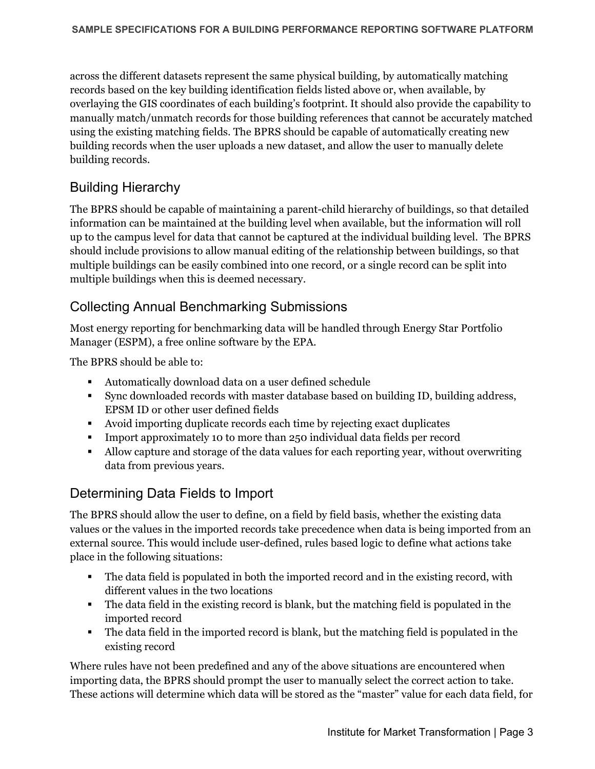across the different datasets represent the same physical building, by automatically matching records based on the key building identification fields listed above or, when available, by overlaying the GIS coordinates of each building's footprint. It should also provide the capability to manually match/unmatch records for those building references that cannot be accurately matched using the existing matching fields. The BPRS should be capable of automatically creating new building records when the user uploads a new dataset, and allow the user to manually delete building records.

## Building Hierarchy

The BPRS should be capable of maintaining a parent-child hierarchy of buildings, so that detailed information can be maintained at the building level when available, but the information will roll up to the campus level for data that cannot be captured at the individual building level. The BPRS should include provisions to allow manual editing of the relationship between buildings, so that multiple buildings can be easily combined into one record, or a single record can be split into multiple buildings when this is deemed necessary.

## Collecting Annual Benchmarking Submissions

Most energy reporting for benchmarking data will be handled through Energy Star Portfolio Manager (ESPM), a free online software by the EPA.

The BPRS should be able to:

- Automatically download data on a user defined schedule
- Sync downloaded records with master database based on building ID, building address, EPSM ID or other user defined fields
- Avoid importing duplicate records each time by rejecting exact duplicates
- Import approximately 10 to more than 250 individual data fields per record
- Allow capture and storage of the data values for each reporting year, without overwriting data from previous years.

## Determining Data Fields to Import

The BPRS should allow the user to define, on a field by field basis, whether the existing data values or the values in the imported records take precedence when data is being imported from an external source. This would include user-defined, rules based logic to define what actions take place in the following situations:

- The data field is populated in both the imported record and in the existing record, with different values in the two locations
- The data field in the existing record is blank, but the matching field is populated in the imported record
- The data field in the imported record is blank, but the matching field is populated in the existing record

Where rules have not been predefined and any of the above situations are encountered when importing data, the BPRS should prompt the user to manually select the correct action to take. These actions will determine which data will be stored as the "master" value for each data field, for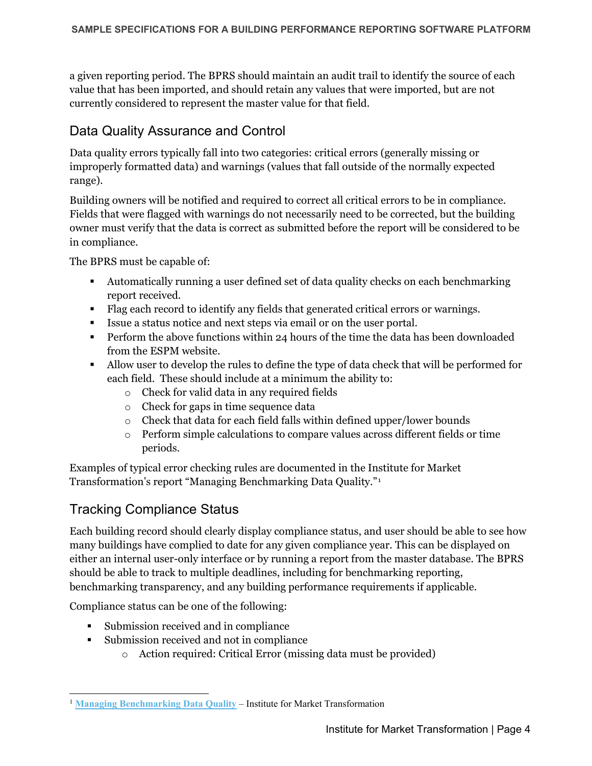a given reporting period. The BPRS should maintain an audit trail to identify the source of each value that has been imported, and should retain any values that were imported, but are not currently considered to represent the master value for that field.

## Data Quality Assurance and Control

Data quality errors typically fall into two categories: critical errors (generally missing or improperly formatted data) and warnings (values that fall outside of the normally expected range).

Building owners will be notified and required to correct all critical errors to be in compliance. Fields that were flagged with warnings do not necessarily need to be corrected, but the building owner must verify that the data is correct as submitted before the report will be considered to be in compliance.

The BPRS must be capable of:

- Automatically running a user defined set of data quality checks on each benchmarking report received.
- Flag each record to identify any fields that generated critical errors or warnings.
- Issue a status notice and next steps via email or on the user portal.
- Perform the above functions within 24 hours of the time the data has been downloaded from the ESPM website.
- Allow user to develop the rules to define the type of data check that will be performed for each field. These should include at a minimum the ability to:
    - Check for valid data in any required fields
    - Check for gaps in time sequence data
    - Check that data for each field falls within defined upper/lower bounds
    - Perform simple calculations to compare values across different fields or time periods.

Examples of typical error checking rules are documented in the Institute for Market Transformation's report "Managing Benchmarking Data Quality."[1]

## Tracking Compliance Status

Each building record should clearly display compliance status, and user should be able to see how many buildings have complied to date for any given compliance year. This can be displayed on either an internal user-only interface or by running a report from the master database. The BPRS should be able to track to multiple deadlines, including for benchmarking reporting, benchmarking transparency, and any building performance requirements if applicable.

Compliance status can be one of the following:

- Submission received and in compliance
- Submission received and not in compliance
    - Action required: Critical Error (missing data must be provided)

[1] Managing Benchmarking Data Quality – Institute for Market Transformation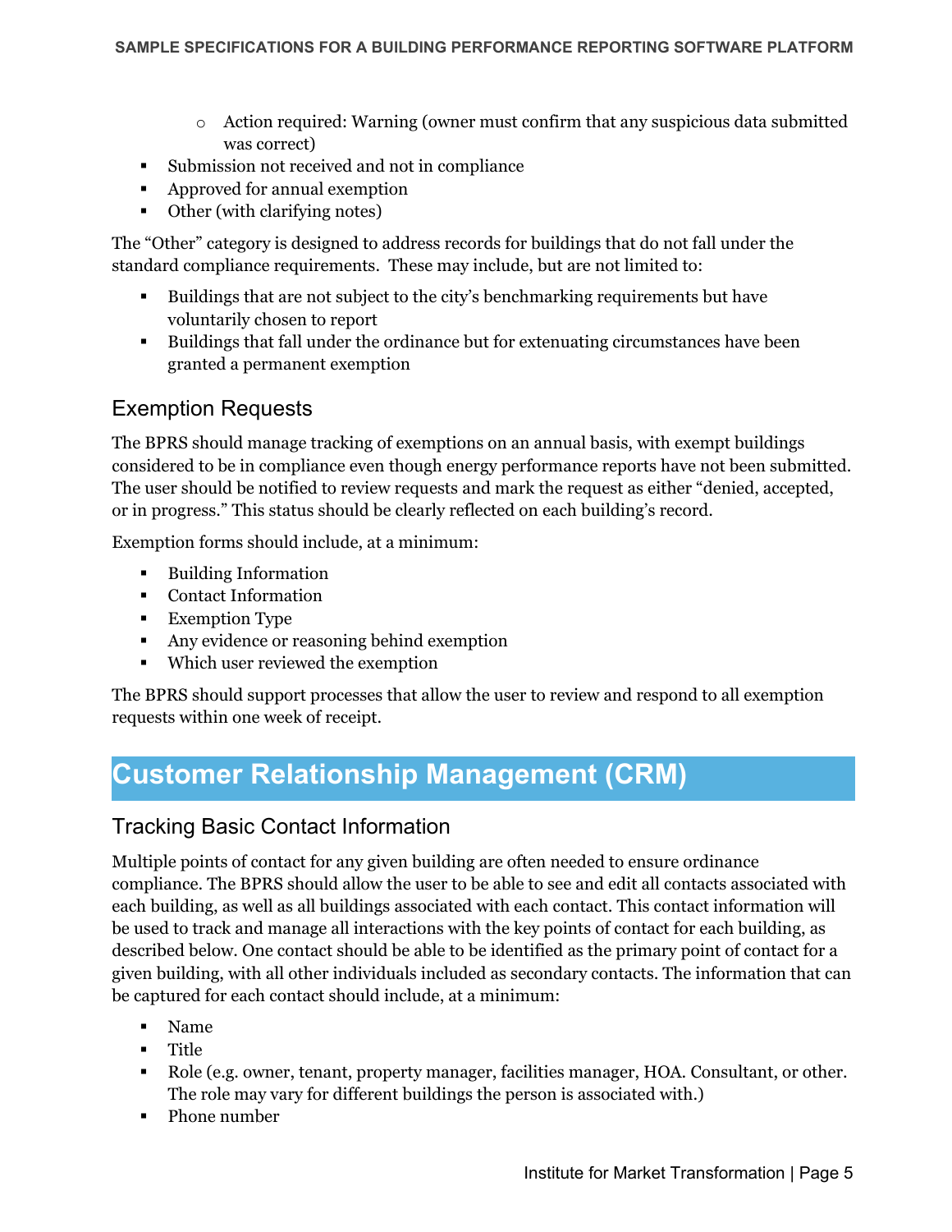- Action required: Warning (owner must confirm that any suspicious data submitted was correct)
- Submission not received and not in compliance
- Approved for annual exemption
- Other (with clarifying notes)

The "Other" category is designed to address records for buildings that do not fall under the standard compliance requirements. These may include, but are not limited to:

- Buildings that are not subject to the city's benchmarking requirements but have voluntarily chosen to report
- Buildings that fall under the ordinance but for extenuating circumstances have been granted a permanent exemption

### Exemption Requests

The BPRS should manage tracking of exemptions on an annual basis, with exempt buildings considered to be in compliance even though energy performance reports have not been submitted. The user should be notified to review requests and mark the request as either "denied, accepted, or in progress." This status should be clearly reflected on each building's record.

Exemption forms should include, at a minimum:

- Building Information
- Contact Information
- Exemption Type
- Any evidence or reasoning behind exemption
- Which user reviewed the exemption

The BPRS should support processes that allow the user to review and respond to all exemption requests within one week of receipt.

## Customer Relationship Management (CRM)

### Tracking Basic Contact Information

Multiple points of contact for any given building are often needed to ensure ordinance compliance. The BPRS should allow the user to be able to see and edit all contacts associated with each building, as well as all buildings associated with each contact. This contact information will be used to track and manage all interactions with the key points of contact for each building, as described below. One contact should be able to be identified as the primary point of contact for a given building, with all other individuals included as secondary contacts. The information that can be captured for each contact should include, at a minimum:

- Name
- Title
- Role (e.g. owner, tenant, property manager, facilities manager, HOA. Consultant, or other. The role may vary for different buildings the person is associated with.)
- Phone number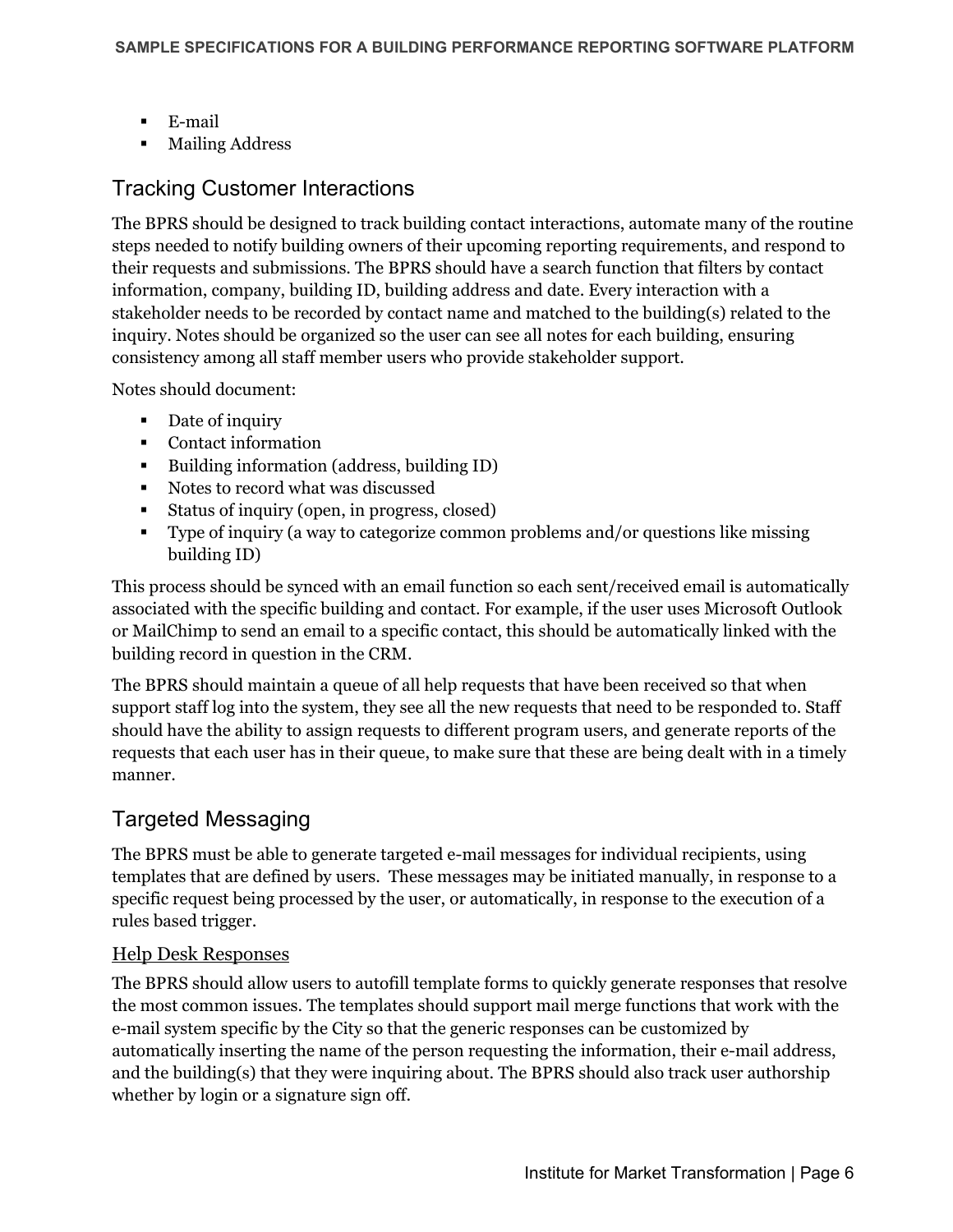- E-mail
- Mailing Address

## Tracking Customer Interactions

The BPRS should be designed to track building contact interactions, automate many of the routine steps needed to notify building owners of their upcoming reporting requirements, and respond to their requests and submissions. The BPRS should have a search function that filters by contact information, company, building ID, building address and date. Every interaction with a stakeholder needs to be recorded by contact name and matched to the building(s) related to the inquiry. Notes should be organized so the user can see all notes for each building, ensuring consistency among all staff member users who provide stakeholder support.

Notes should document:

- Date of inquiry
- Contact information
- Building information (address, building ID)
- Notes to record what was discussed
- Status of inquiry (open, in progress, closed)
- Type of inquiry (a way to categorize common problems and/or questions like missing building ID)

This process should be synced with an email function so each sent/received email is automatically associated with the specific building and contact. For example, if the user uses Microsoft Outlook or MailChimp to send an email to a specific contact, this should be automatically linked with the building record in question in the CRM.

The BPRS should maintain a queue of all help requests that have been received so that when support staff log into the system, they see all the new requests that need to be responded to. Staff should have the ability to assign requests to different program users, and generate reports of the requests that each user has in their queue, to make sure that these are being dealt with in a timely manner.

## Targeted Messaging

The BPRS must be able to generate targeted e-mail messages for individual recipients, using templates that are defined by users. These messages may be initiated manually, in response to a specific request being processed by the user, or automatically, in response to the execution of a rules based trigger.

### Help Desk Responses

The BPRS should allow users to autofill template forms to quickly generate responses that resolve the most common issues. The templates should support mail merge functions that work with the e-mail system specific by the City so that the generic responses can be customized by automatically inserting the name of the person requesting the information, their e-mail address, and the building(s) that they were inquiring about. The BPRS should also track user authorship whether by login or a signature sign off.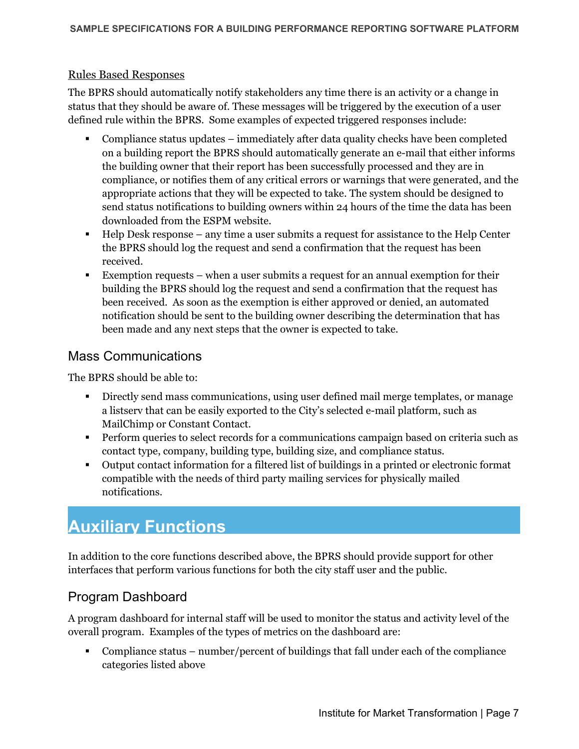Rules Based Responses

The BPRS should automatically notify stakeholders any time there is an activity or a change in status that they should be aware of. These messages will be triggered by the execution of a user defined rule within the BPRS. Some examples of expected triggered responses include:

- Compliance status updates – immediately after data quality checks have been completed on a building report the BPRS should automatically generate an e-mail that either informs the building owner that their report has been successfully processed and they are in compliance, or notifies them of any critical errors or warnings that were generated, and the appropriate actions that they will be expected to take. The system should be designed to send status notifications to building owners within 24 hours of the time the data has been downloaded from the ESPM website.
- Help Desk response – any time a user submits a request for assistance to the Help Center the BPRS should log the request and send a confirmation that the request has been received.
- Exemption requests – when a user submits a request for an annual exemption for their building the BPRS should log the request and send a confirmation that the request has been received. As soon as the exemption is either approved or denied, an automated notification should be sent to the building owner describing the determination that has been made and any next steps that the owner is expected to take.

## Mass Communications

The BPRS should be able to:

- Directly send mass communications, using user defined mail merge templates, or manage a listserv that can be easily exported to the City's selected e-mail platform, such as MailChimp or Constant Contact.
- Perform queries to select records for a communications campaign based on criteria such as contact type, company, building type, building size, and compliance status.
- Output contact information for a filtered list of buildings in a printed or electronic format compatible with the needs of third party mailing services for physically mailed notifications.

# Auxiliary Functions

In addition to the core functions described above, the BPRS should provide support for other interfaces that perform various functions for both the city staff user and the public.

## Program Dashboard

A program dashboard for internal staff will be used to monitor the status and activity level of the overall program. Examples of the types of metrics on the dashboard are:

- Compliance status – number/percent of buildings that fall under each of the compliance categories listed above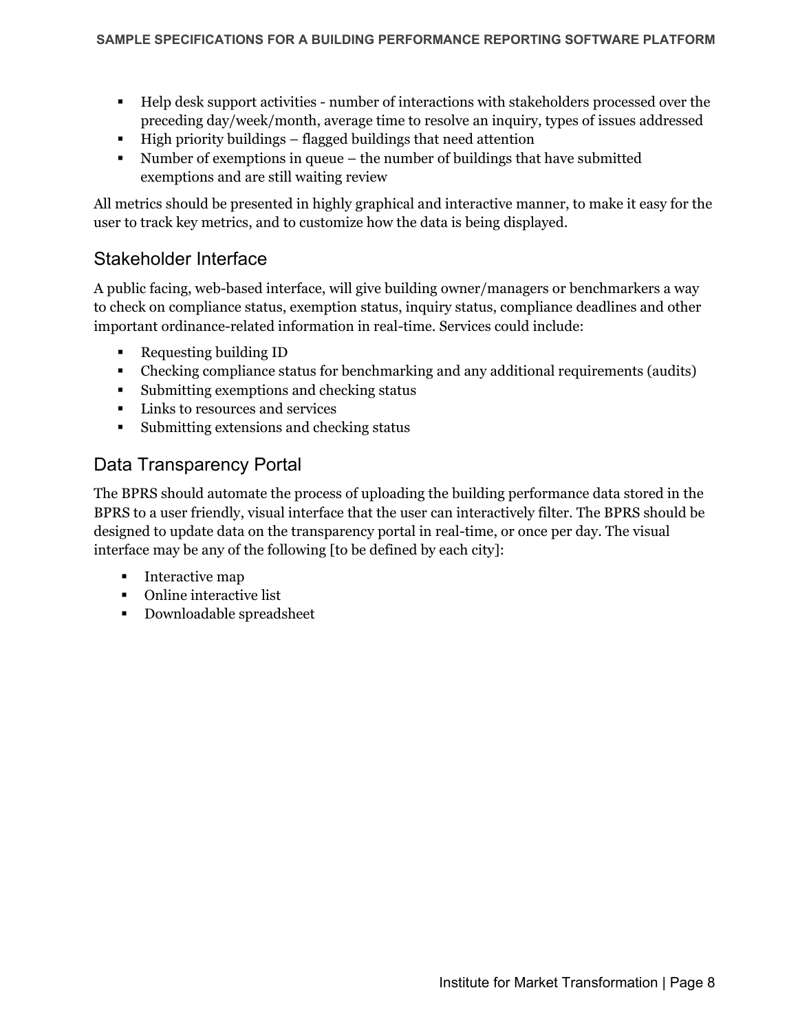- Help desk support activities - number of interactions with stakeholders processed over the preceding day/week/month, average time to resolve an inquiry, types of issues addressed
- High priority buildings – flagged buildings that need attention
- Number of exemptions in queue – the number of buildings that have submitted exemptions and are still waiting review

All metrics should be presented in highly graphical and interactive manner, to make it easy for the user to track key metrics, and to customize how the data is being displayed.

## Stakeholder Interface

A public facing, web-based interface, will give building owner/managers or benchmarkers a way to check on compliance status, exemption status, inquiry status, compliance deadlines and other important ordinance-related information in real-time. Services could include:

- Requesting building ID
- Checking compliance status for benchmarking and any additional requirements (audits)
- Submitting exemptions and checking status
- Links to resources and services
- Submitting extensions and checking status

## Data Transparency Portal

The BPRS should automate the process of uploading the building performance data stored in the BPRS to a user friendly, visual interface that the user can interactively filter. The BPRS should be designed to update data on the transparency portal in real-time, or once per day. The visual interface may be any of the following [to be defined by each city]:

- Interactive map
- Online interactive list
- Downloadable spreadsheet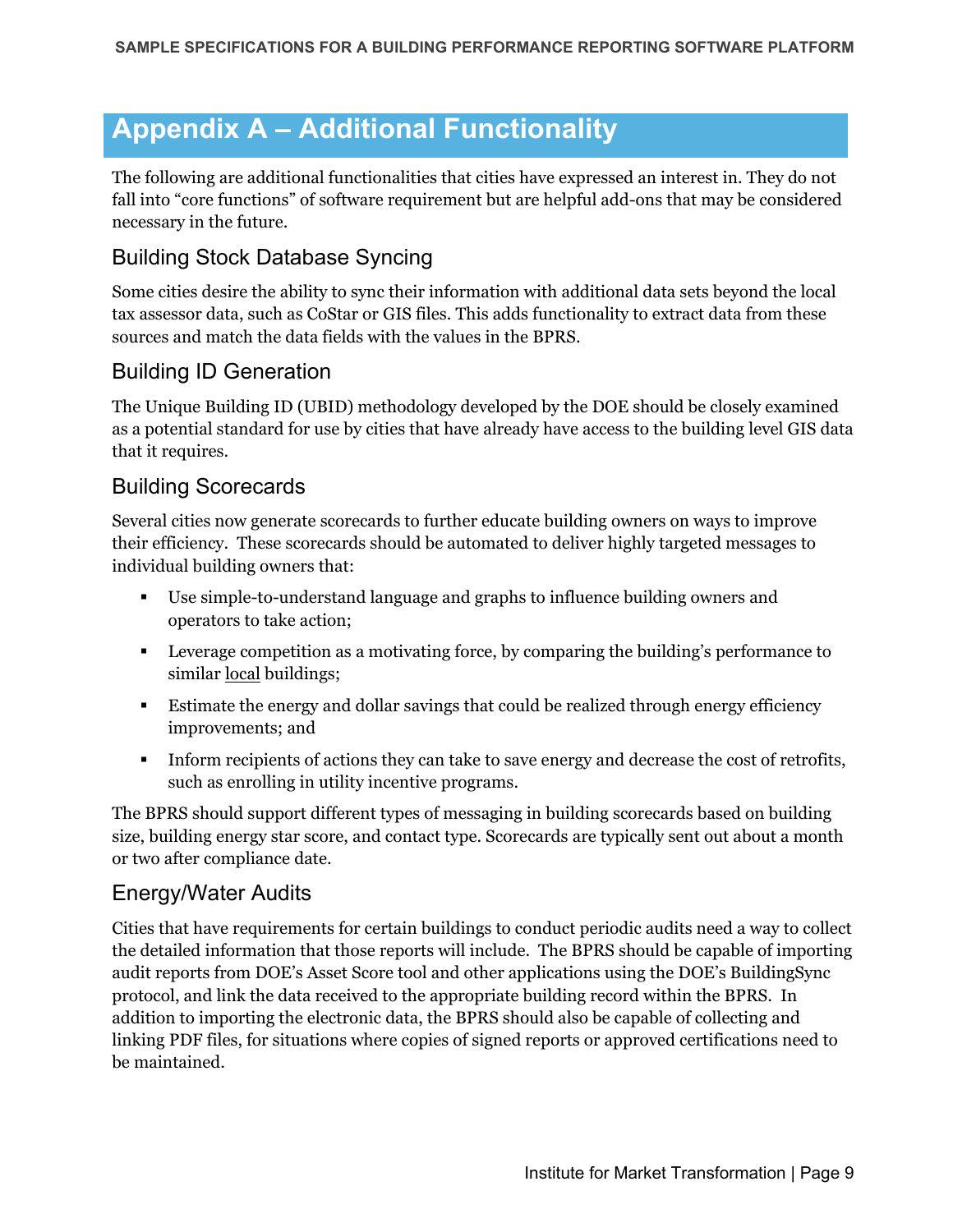# Appendix A – Additional Functionality

The following are additional functionalities that cities have expressed an interest in. They do not fall into "core functions" of software requirement but are helpful add-ons that may be considered necessary in the future.

## Building Stock Database Syncing

Some cities desire the ability to sync their information with additional data sets beyond the local tax assessor data, such as CoStar or GIS files. This adds functionality to extract data from these sources and match the data fields with the values in the BPRS.

## Building ID Generation

The Unique Building ID (UBID) methodology developed by the DOE should be closely examined as a potential standard for use by cities that have already have access to the building level GIS data that it requires.

## Building Scorecards

Several cities now generate scorecards to further educate building owners on ways to improve their efficiency. These scorecards should be automated to deliver highly targeted messages to individual building owners that:

- Use simple-to-understand language and graphs to influence building owners and operators to take action;
- Leverage competition as a motivating force, by comparing the building's performance to similar <u>local</u> buildings;
- Estimate the energy and dollar savings that could be realized through energy efficiency improvements; and
- Inform recipients of actions they can take to save energy and decrease the cost of retrofits, such as enrolling in utility incentive programs.

The BPRS should support different types of messaging in building scorecards based on building size, building energy star score, and contact type. Scorecards are typically sent out about a month or two after compliance date.

## Energy/Water Audits

Cities that have requirements for certain buildings to conduct periodic audits need a way to collect the detailed information that those reports will include. The BPRS should be capable of importing audit reports from DOE's Asset Score tool and other applications using the DOE's BuildingSync protocol, and link the data received to the appropriate building record within the BPRS. In addition to importing the electronic data, the BPRS should also be capable of collecting and linking PDF files, for situations where copies of signed reports or approved certifications need to be maintained.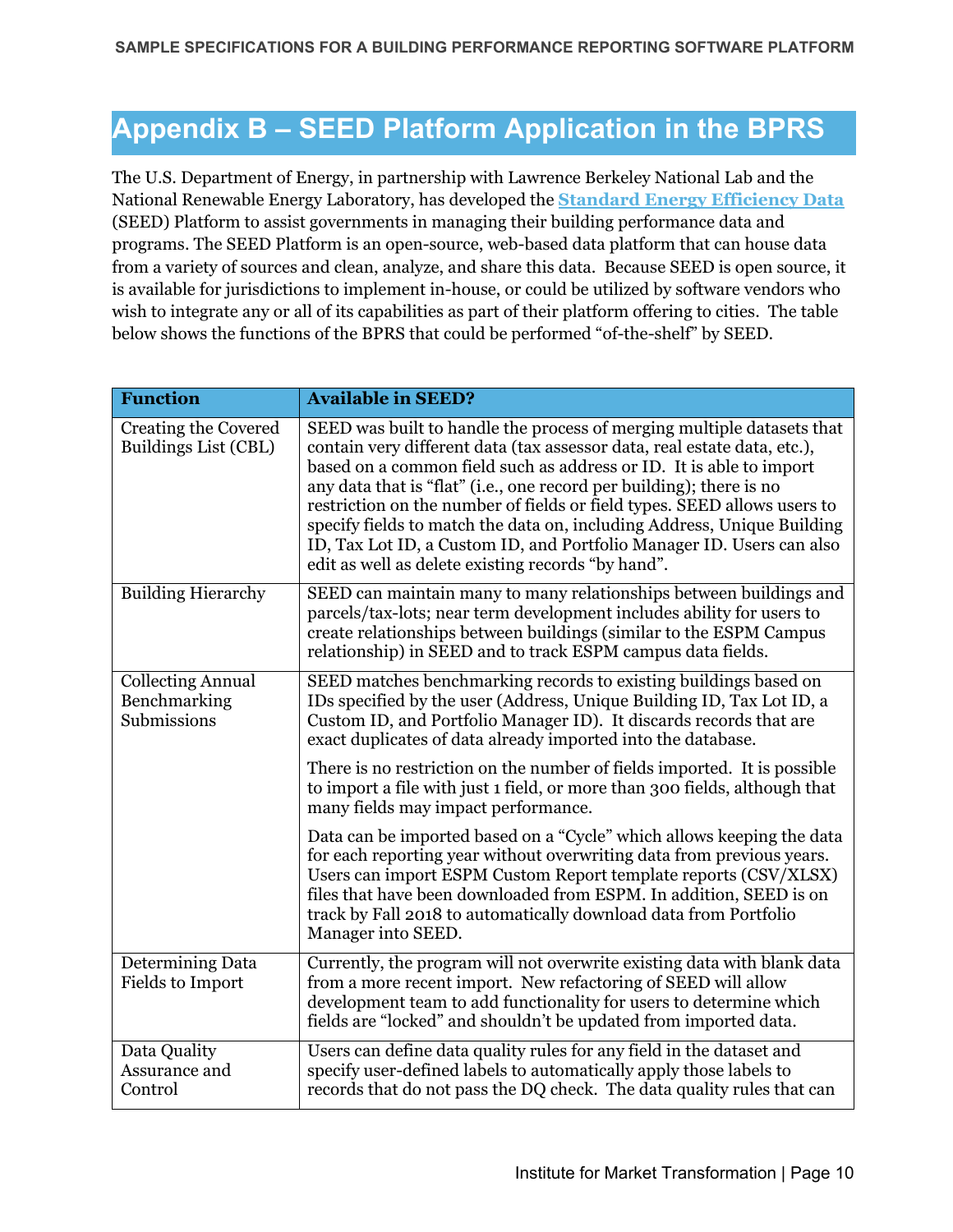# Appendix B – SEED Platform Application in the BPRS

The U.S. Department of Energy, in partnership with Lawrence Berkeley National Lab and the National Renewable Energy Laboratory, has developed the **Standard Energy Efficiency Data** (SEED) Platform to assist governments in managing their building performance data and programs. The SEED Platform is an open-source, web-based data platform that can house data from a variety of sources and clean, analyze, and share this data. Because SEED is open source, it is available for jurisdictions to implement in-house, or could be utilized by software vendors who wish to integrate any or all of its capabilities as part of their platform offering to cities. The table below shows the functions of the BPRS that could be performed "of-the-shelf" by SEED.

| Function | Available in SEED? |
|---|---|
| Creating the Covered Buildings List (CBL) | SEED was built to handle the process of merging multiple datasets that contain very different data (tax assessor data, real estate data, etc.), based on a common field such as address or ID. It is able to import any data that is "flat" (i.e., one record per building); there is no restriction on the number of fields or field types. SEED allows users to specify fields to match the data on, including Address, Unique Building ID, Tax Lot ID, a Custom ID, and Portfolio Manager ID. Users can also edit as well as delete existing records "by hand". |
| Building Hierarchy | SEED can maintain many to many relationships between buildings and parcels/tax-lots; near term development includes ability for users to create relationships between buildings (similar to the ESPM Campus relationship) in SEED and to track ESPM campus data fields. |
| Collecting Annual Benchmarking Submissions | SEED matches benchmarking records to existing buildings based on IDs specified by the user (Address, Unique Building ID, Tax Lot ID, a Custom ID, and Portfolio Manager ID). It discards records that are exact duplicates of data already imported into the database.<br><br>There is no restriction on the number of fields imported. It is possible to import a file with just 1 field, or more than 300 fields, although that many fields may impact performance.<br><br>Data can be imported based on a "Cycle" which allows keeping the data for each reporting year without overwriting data from previous years. Users can import ESPM Custom Report template reports (CSV/XLSX) files that have been downloaded from ESPM. In addition, SEED is on track by Fall 2018 to automatically download data from Portfolio Manager into SEED. |
| Determining Data Fields to Import | Currently, the program will not overwrite existing data with blank data from a more recent import. New refactoring of SEED will allow development team to add functionality for users to determine which fields are "locked" and shouldn't be updated from imported data. |
| Data Quality Assurance and Control | Users can define data quality rules for any field in the dataset and specify user-defined labels to automatically apply those labels to records that do not pass the DQ check. The data quality rules that can |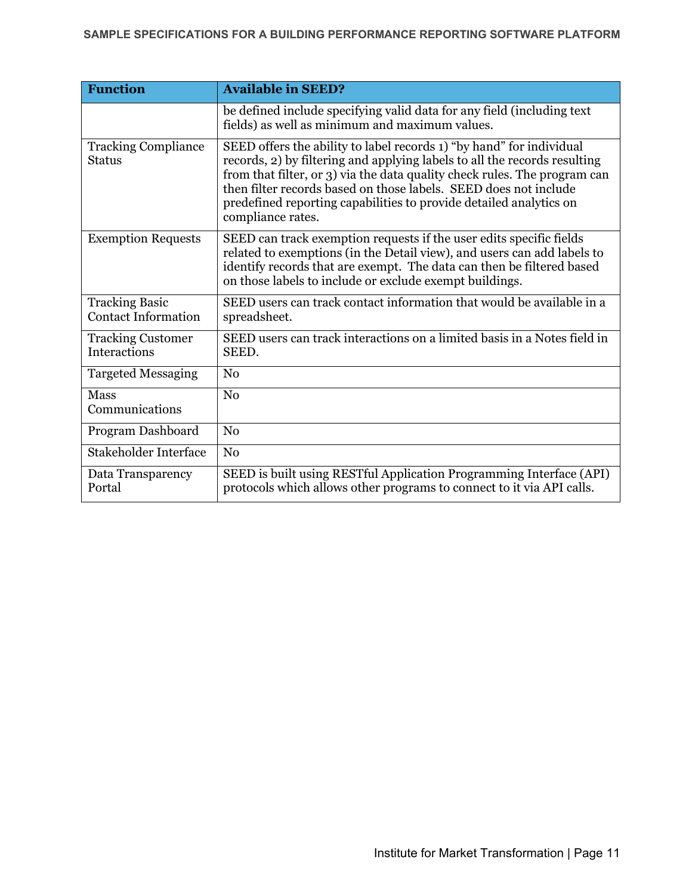| Function | Available in SEED? |
|---|---|
| | be defined include specifying valid data for any field (including text fields) as well as minimum and maximum values. |
| Tracking Compliance Status | SEED offers the ability to label records 1) "by hand" for individual records, 2) by filtering and applying labels to all the records resulting from that filter, or 3) via the data quality check rules. The program can then filter records based on those labels. SEED does not include predefined reporting capabilities to provide detailed analytics on compliance rates. |
| Exemption Requests | SEED can track exemption requests if the user edits specific fields related to exemptions (in the Detail view), and users can add labels to identify records that are exempt. The data can then be filtered based on those labels to include or exclude exempt buildings. |
| Tracking Basic Contact Information | SEED users can track contact information that would be available in a spreadsheet. |
| Tracking Customer Interactions | SEED users can track interactions on a limited basis in a Notes field in SEED. |
| Targeted Messaging | No |
| Mass Communications | No |
| Program Dashboard | No |
| Stakeholder Interface | No |
| Data Transparency Portal | SEED is built using RESTful Application Programming Interface (API) protocols which allows other programs to connect to it via API calls. |